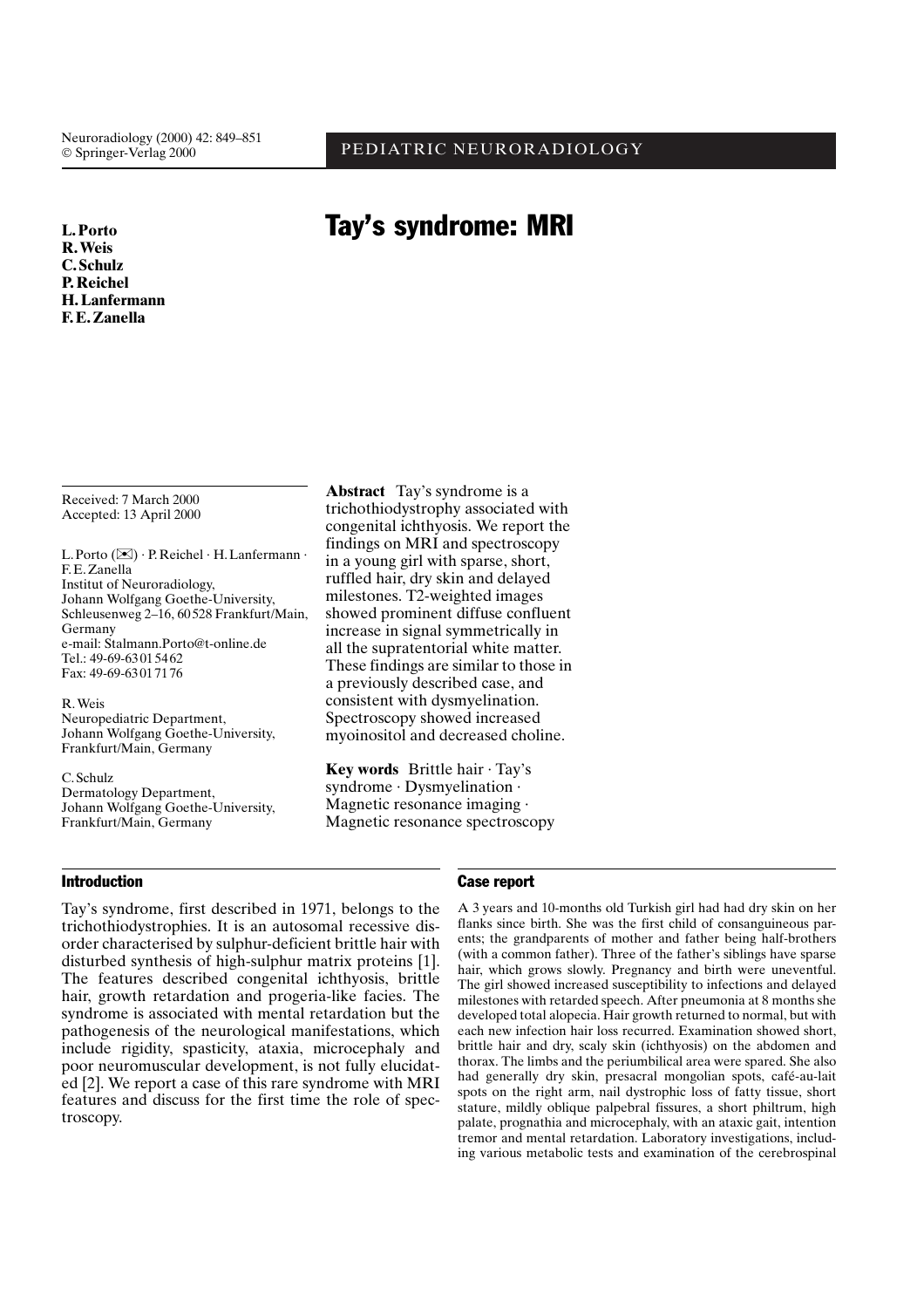# Tay's syndrome: MRI

**L. Porto**
**R. Weis**
**C. Schulz**
**P. Reichel**
**H. Lanfermann**
**F. E. Zanella**

Received: 7 March 2000
Accepted: 13 April 2000

L. Porto (✉) · P. Reichel · H. Lanfermann · F. E. Zanella
Institut of Neuroradiology,
Johann Wolfgang Goethe-University,
Schleusenweg 2–16, 60528 Frankfurt/Main,
Germany
e-mail: Stalmann.Porto@t-online.de
Tel.: 49-69-63015462
Fax: 49-69-63017176

R. Weis
Neuropediatric Department,
Johann Wolfgang Goethe-University,
Frankfurt/Main, Germany

C. Schulz
Dermatology Department,
Johann Wolfgang Goethe-University,
Frankfurt/Main, Germany

**Abstract** Tay's syndrome is a trichothiodystrophy associated with congenital ichthyosis. We report the findings on MRI and spectroscopy in a young girl with sparse, short, ruffled hair, dry skin and delayed milestones. T2-weighted images showed prominent diffuse confluent increase in signal symmetrically in all the supratentorial white matter. These findings are similar to those in a previously described case, and consistent with dysmyelination. Spectroscopy showed increased myoinositol and decreased choline.

**Key words** Brittle hair · Tay's syndrome · Dysmyelination · Magnetic resonance imaging · Magnetic resonance spectroscopy

## Introduction

Tay's syndrome, first described in 1971, belongs to the trichothiodystrophies. It is an autosomal recessive disorder characterised by sulphur-deficient brittle hair with disturbed synthesis of high-sulphur matrix proteins [1]. The features described congenital ichthyosis, brittle hair, growth retardation and progeria-like facies. The syndrome is associated with mental retardation but the pathogenesis of the neurological manifestations, which include rigidity, spasticity, ataxia, microcephaly and poor neuromuscular development, is not fully elucidated [2]. We report a case of this rare syndrome with MRI features and discuss for the first time the role of spectroscopy.

## Case report

A 3 years and 10-months old Turkish girl had had dry skin on her flanks since birth. She was the first child of consanguineous parents; the grandparents of mother and father being half-brothers (with a common father). Three of the father's siblings have sparse hair, which grows slowly. Pregnancy and birth were uneventful. The girl showed increased susceptibility to infections and delayed milestones with retarded speech. After pneumonia at 8 months she developed total alopecia. Hair growth returned to normal, but with each new infection hair loss recurred. Examination showed short, brittle hair and dry, scaly skin (ichthyosis) on the abdomen and thorax. The limbs and the periumbilical area were spared. She also had generally dry skin, presacral mongolian spots, café-au-lait spots on the right arm, nail dystrophic loss of fatty tissue, short stature, mildly oblique palpebral fissures, a short philtrum, high palate, prognathia and microcephaly, with an ataxic gait, intention tremor and mental retardation. Laboratory investigations, including various metabolic tests and examination of the cerebrospinal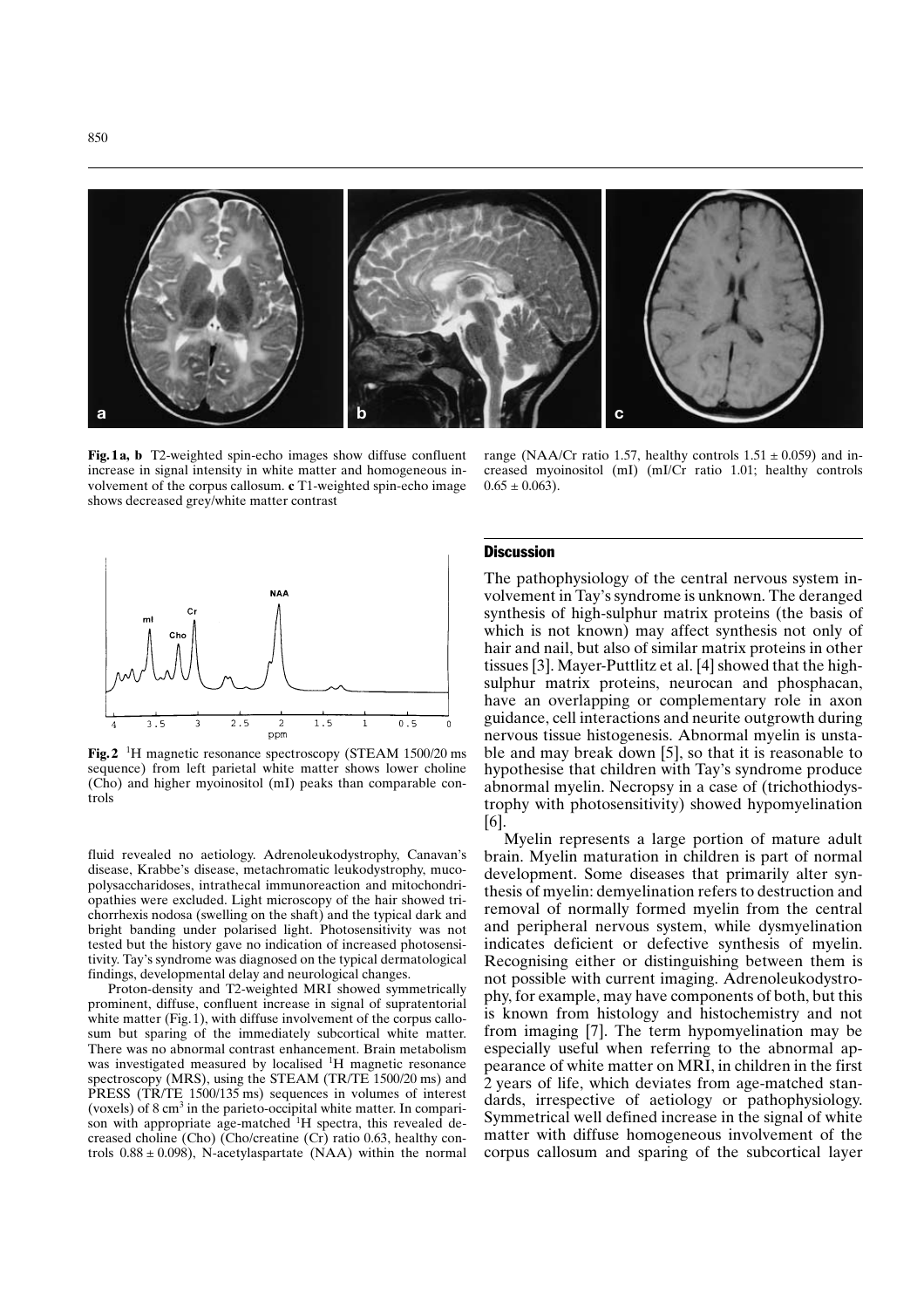**Fig. 1 a, b** T2-weighted spin-echo images show diffuse confluent increase in signal intensity in white matter and homogeneous involvement of the corpus callosum. **c** T1-weighted spin-echo image shows decreased grey/white matter contrast

**Fig. 2** $^{1}$H magnetic resonance spectroscopy (STEAM 1500/20 ms sequence) from left parietal white matter shows lower choline (Cho) and higher myoinositol (mI) peaks than comparable controls

fluid revealed no aetiology. Adrenoleukodystrophy, Canavan's disease, Krabbe's disease, metachromatic leukodystrophy, mucopolysaccharidoses, intrathecal immunoreaction and mitochondriopathies were excluded. Light microscopy of the hair showed trichorrhexis nodosa (swelling on the shaft) and the typical dark and bright banding under polarised light. Photosensitivity was not tested but the history gave no indication of increased photosensitivity. Tay's syndrome was diagnosed on the typical dermatological findings, developmental delay and neurological changes.

Proton-density and T2-weighted MRI showed symmetrically prominent, diffuse, confluent increase in signal of supratentorial white matter (Fig. 1), with diffuse involvement of the corpus callosum but sparing of the immediately subcortical white matter. There was no abnormal contrast enhancement. Brain metabolism was investigated measured by localised $^{1}$H magnetic resonance spectroscopy (MRS), using the STEAM (TR/TE 1500/20 ms) and PRESS (TR/TE 1500/135 ms) sequences in volumes of interest (voxels) of 8 $cm^3$ in the parieto-occipital white matter. In comparison with appropriate age-matched $^{1}$H spectra, this revealed decreased choline (Cho) (Cho/creatine (Cr) ratio 0.63, healthy controls $0.88 \pm 0.098$), N-acetylaspartate (NAA) within the normal range (NAA/Cr ratio 1.57, healthy controls $1.51 \pm 0.059$) and increased myoinositol (mI) (mI/Cr ratio 1.01; healthy controls $0.65 \pm 0.063$).

## Discussion

The pathophysiology of the central nervous system involvement in Tay's syndrome is unknown. The deranged synthesis of high-sulphur matrix proteins (the basis of which is not known) may affect synthesis not only of hair and nail, but also of similar matrix proteins in other tissues [3]. Mayer-Puttlitz et al. [4] showed that the high-sulphur matrix proteins, neurocan and phosphacan, have an overlapping or complementary role in axon guidance, cell interactions and neurite outgrowth during nervous tissue histogenesis. Abnormal myelin is unstable and may break down [5], so that it is reasonable to hypothesise that children with Tay's syndrome produce abnormal myelin. Necropsy in a case of (trichothiodystrophy with photosensitivity) showed hypomyelination [6].

Myelin represents a large portion of mature adult brain. Myelin maturation in children is part of normal development. Some diseases that primarily alter synthesis of myelin: demyelination refers to destruction and removal of normally formed myelin from the central and peripheral nervous system, while dysmyelination indicates deficient or defective synthesis of myelin. Recognising either or distinguishing between them is not possible with current imaging. Adrenoleukodystrophy, for example, may have components of both, but this is known from histology and histochemistry and not from imaging [7]. The term hypomyelination may be especially useful when referring to the abnormal appearance of white matter on MRI, in children in the first 2 years of life, which deviates from age-matched standards, irrespective of aetiology or pathophysiology. Symmetrical well defined increase in the signal of white matter with diffuse homogeneous involvement of the corpus callosum and sparing of the subcortical layer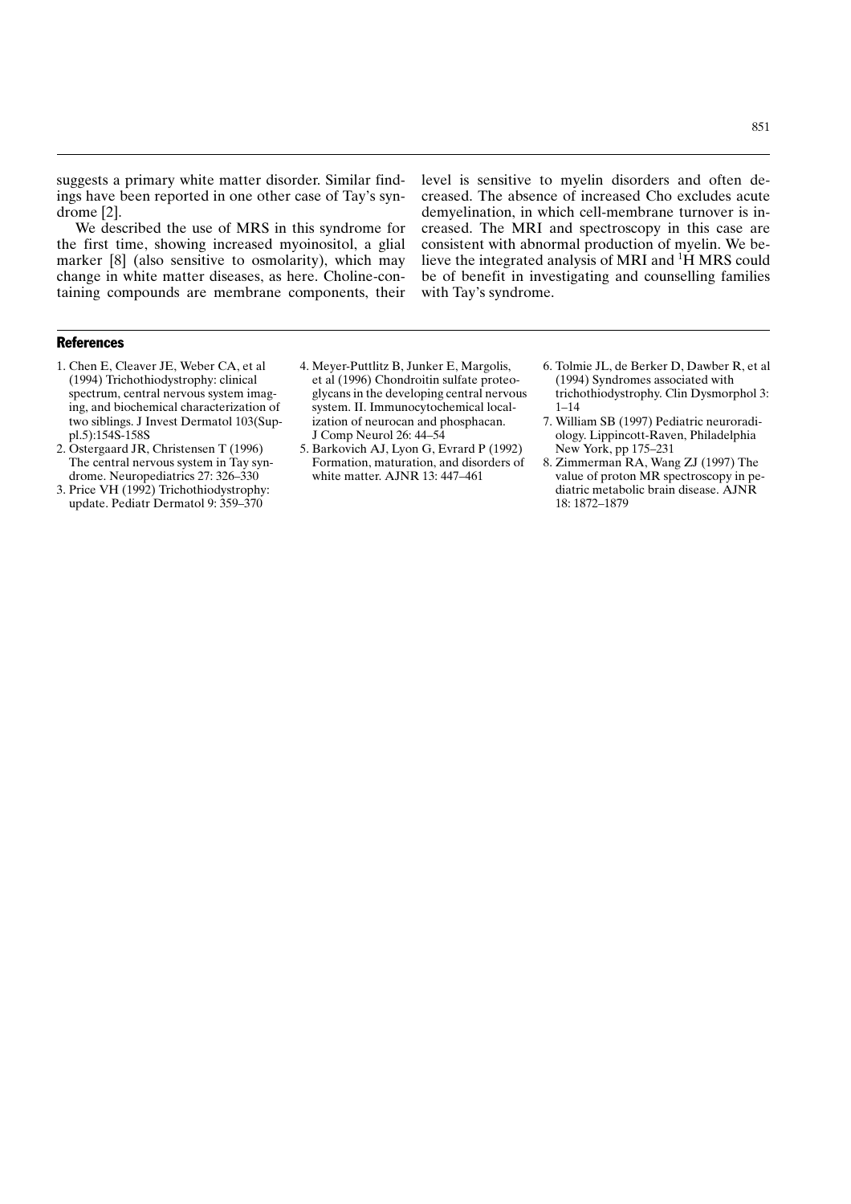suggests a primary white matter disorder. Similar findings have been reported in one other case of Tay's syndrome [2].

We described the use of MRS in this syndrome for the first time, showing increased myoinositol, a glial marker [8] (also sensitive to osmolarity), which may change in white matter diseases, as here. Choline-containing compounds are membrane components, their level is sensitive to myelin disorders and often decreased. The absence of increased Cho excludes acute demyelination, in which cell-membrane turnover is increased. The MRI and spectroscopy in this case are consistent with abnormal production of myelin. We believe the integrated analysis of MRI and $^{1}$H MRS could be of benefit in investigating and counselling families with Tay's syndrome.

## References

1. Chen E, Cleaver JE, Weber CA, et al (1994) Trichothiodystrophy: clinical spectrum, central nervous system imaging, and biochemical characterization of two siblings. J Invest Dermatol 103(Suppl.5):154S-158S
2. Ostergaard JR, Christensen T (1996) The central nervous system in Tay syndrome. Neuropediatrics 27: 326–330
3. Price VH (1992) Trichothiodystrophy: update. Pediatr Dermatol 9: 359–370
4. Meyer-Puttlitz B, Junker E, Margolis, et al (1996) Chondroitin sulfate proteoglycans in the developing central nervous system. II. Immunocytochemical localization of neurocan and phosphacan. J Comp Neurol 26: 44–54
5. Barkovich AJ, Lyon G, Evrard P (1992) Formation, maturation, and disorders of white matter. AJNR 13: 447–461
6. Tolmie JL, de Berker D, Dawber R, et al (1994) Syndromes associated with trichothiodystrophy. Clin Dysmorphol 3: 1–14
7. William SB (1997) Pediatric neuroradiology. Lippincott-Raven, Philadelphia New York, pp 175–231
8. Zimmerman RA, Wang ZJ (1997) The value of proton MR spectroscopy in pediatric metabolic brain disease. AJNR 18: 1872–1879